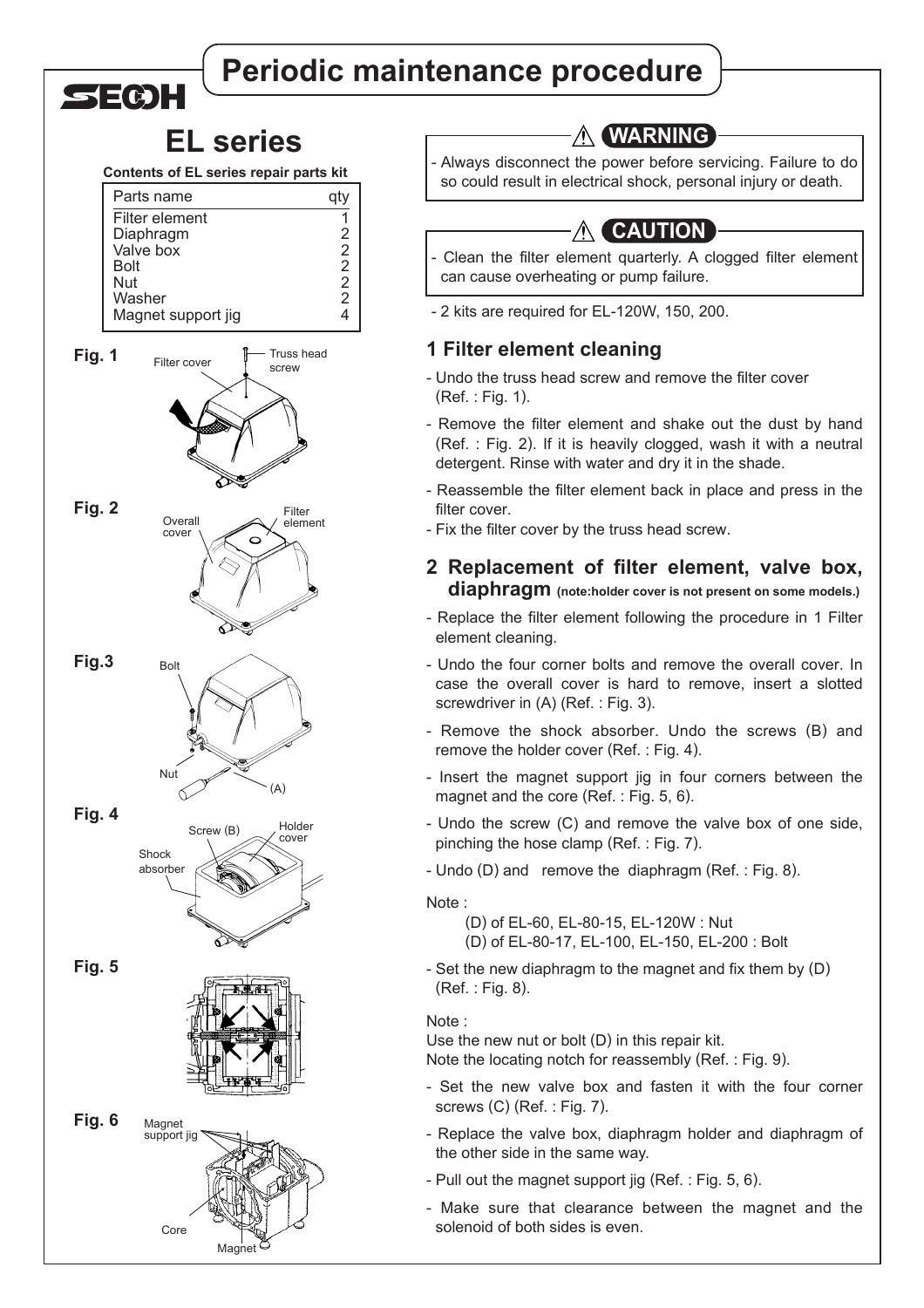# Periodic maintenance procedure

SECOH

## EL series

**Contents of EL series repair parts kit**

| Parts name | qty |
|---|---|
| Filter element | 1 |
| Diaphragm | 2 |
| Valve box | 2 |
| Bolt | 2 |
| Nut | 2 |
| Washer | 2 |
| Magnet support jig | 4 |

Fig. 1 — Filter cover, Truss head screw

Fig. 2 — Overall cover, Filter element

Fig.3 — Bolt, Nut, (A)

Fig. 4 — Screw (B), Holder cover, Shock absorber

Fig. 5

Fig. 6 — Magnet support jig, Core, Magnet

**⚠ WARNING**

- Always disconnect the power before servicing. Failure to do so could result in electrical shock, personal injury or death.

**⚠ CAUTION**

- Clean the filter element quarterly. A clogged filter element can cause overheating or pump failure.

- 2 kits are required for EL-120W, 150, 200.

### 1 Filter element cleaning

- Undo the truss head screw and remove the filter cover (Ref. : Fig. 1).
- Remove the filter element and shake out the dust by hand (Ref. : Fig. 2). If it is heavily clogged, wash it with a neutral detergent. Rinse with water and dry it in the shade.
- Reassemble the filter element back in place and press in the filter cover.
- Fix the filter cover by the truss head screw.

### 2 Replacement of filter element, valve box, diaphragm (note:holder cover is not present on some models.)

- Replace the filter element following the procedure in 1 Filter element cleaning.
- Undo the four corner bolts and remove the overall cover. In case the overall cover is hard to remove, insert a slotted screwdriver in (A) (Ref. : Fig. 3).
- Remove the shock absorber. Undo the screws (B) and remove the holder cover (Ref. : Fig. 4).
- Insert the magnet support jig in four corners between the magnet and the core (Ref. : Fig. 5, 6).
- Undo the screw (C) and remove the valve box of one side, pinching the hose clamp (Ref. : Fig. 7).
- Undo (D) and remove the diaphragm (Ref. : Fig. 8).

Note :

(D) of EL-60, EL-80-15, EL-120W : Nut
(D) of EL-80-17, EL-100, EL-150, EL-200 : Bolt

- Set the new diaphragm to the magnet and fix them by (D) (Ref. : Fig. 8).

Note :
Use the new nut or bolt (D) in this repair kit.
Note the locating notch for reassembly (Ref. : Fig. 9).

- Set the new valve box and fasten it with the four corner screws (C) (Ref. : Fig. 7).
- Replace the valve box, diaphragm holder and diaphragm of the other side in the same way.
- Pull out the magnet support jig (Ref. : Fig. 5, 6).
- Make sure that clearance between the magnet and the solenoid of both sides is even.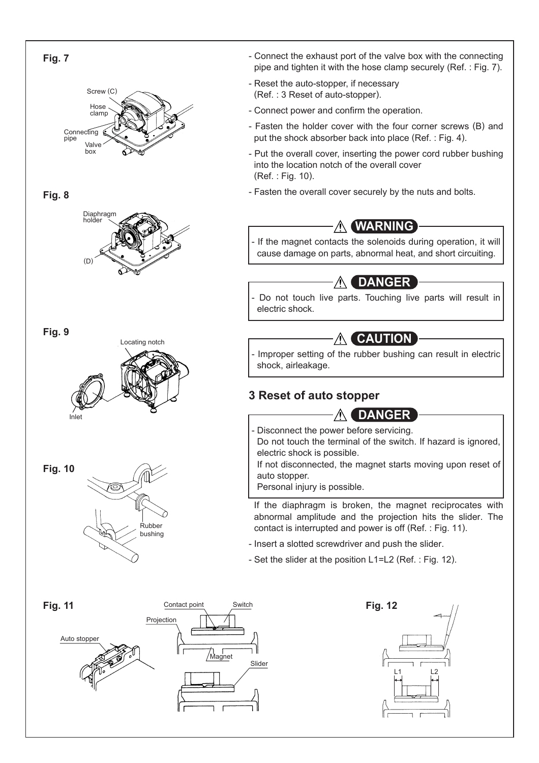**Fig. 7**

Screw (C)
Hose clamp
Connecting pipe
Valve box

**Fig. 8**

Diaphragm holder
(D)

**Fig. 9**

Locating notch
Inlet

**Fig. 10**

Rubber bushing

- Connect the exhaust port of the valve box with the connecting pipe and tighten it with the hose clamp securely (Ref. : Fig. 7).
- Reset the auto-stopper, if necessary (Ref. : 3 Reset of auto-stopper).
- Connect power and confirm the operation.
- Fasten the holder cover with the four corner screws (B) and put the shock absorber back into place (Ref. : Fig. 4).
- Put the overall cover, inserting the power cord rubber bushing into the location notch of the overall cover (Ref. : Fig. 10).
- Fasten the overall cover securely by the nuts and bolts.

**⚠ WARNING**

- If the magnet contacts the solenoids during operation, it will cause damage on parts, abnormal heat, and short circuiting.

**⚠ DANGER**

- Do not touch live parts. Touching live parts will result in electric shock.

**⚠ CAUTION**

- Improper setting of the rubber bushing can result in electric shock, airleakage.

## 3 Reset of auto stopper

**⚠ DANGER**

- Disconnect the power before servicing.
  Do not touch the terminal of the switch. If hazard is ignored, electric shock is possible.
  If not disconnected, the magnet starts moving upon reset of auto stopper.
  Personal injury is possible.

If the diaphragm is broken, the magnet reciprocates with abnormal amplitude and the projection hits the slider. The contact is interrupted and power is off (Ref. : Fig. 11).

- Insert a slotted screwdriver and push the slider.
- Set the slider at the position L1=L2 (Ref. : Fig. 12).

**Fig. 11**

Auto stopper
Contact point
Switch
Projection
Magnet
Slider

**Fig. 12**

L1
L2